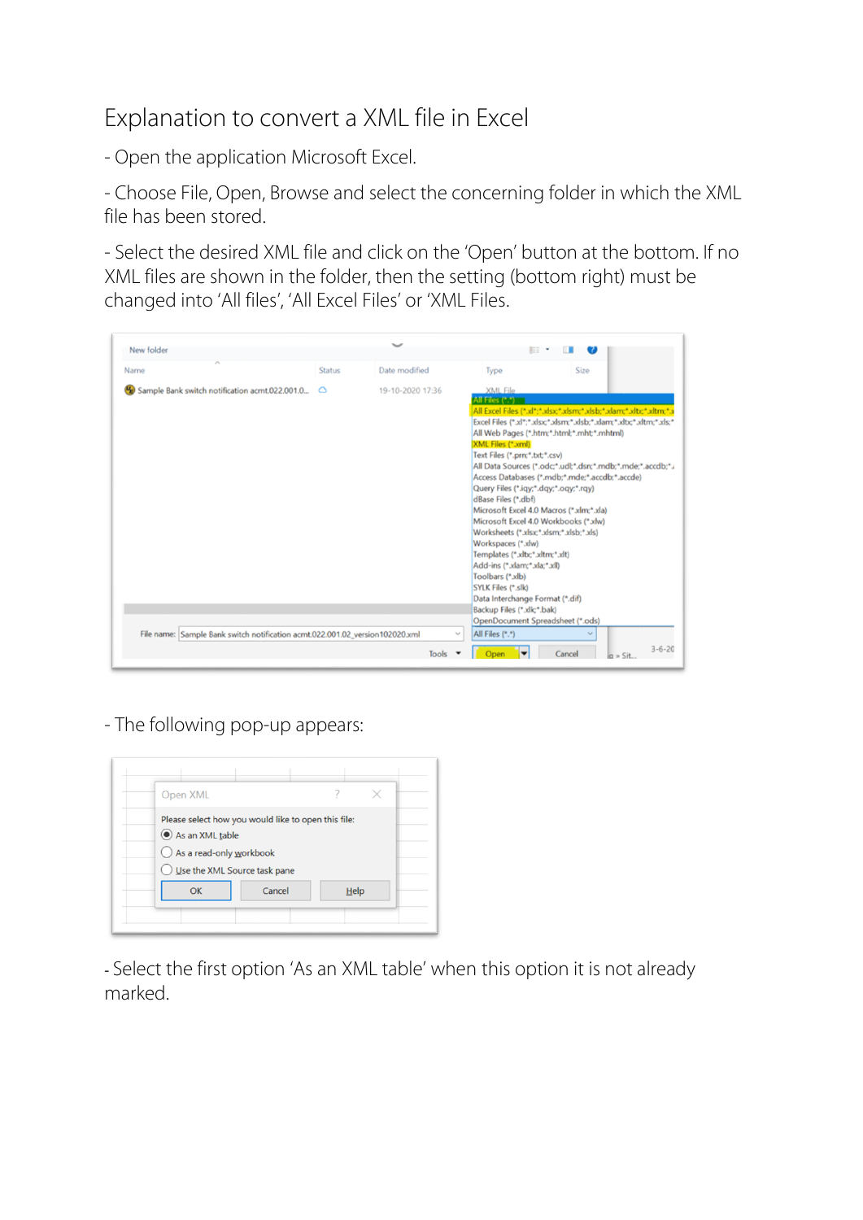# Explanation to convert a XML file in Excel

- Open the application Microsoft Excel.

- Choose File, Open, Browse and select the concerning folder in which the XML file has been stored.

- Select the desired XML file and click on the 'Open' button at the bottom. If no XML files are shown in the folder, then the setting (bottom right) must be changed into 'All files', 'All Excel Files' or 'XML Files.

- The following pop-up appears:

- Select the first option 'As an XML table' when this option it is not already marked.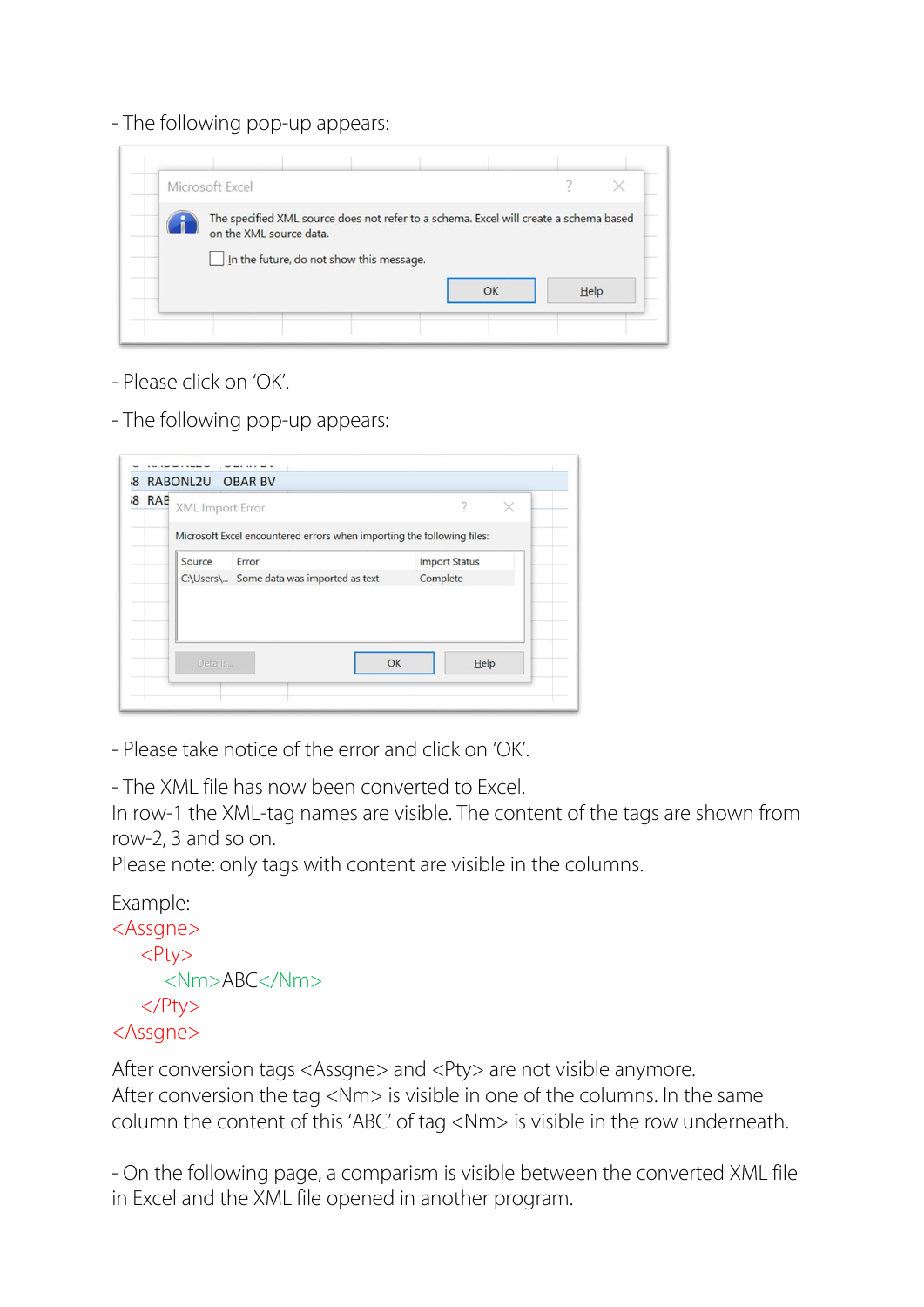- The following pop-up appears:

- Please click on 'OK'.

- The following pop-up appears:

- Please take notice of the error and click on 'OK'.

- The XML file has now been converted to Excel.
In row-1 the XML-tag names are visible. The content of the tags are shown from row-2, 3 and so on.
Please note: only tags with content are visible in the columns.

Example:

```
<Assgne>
    <Pty>
        <Nm>ABC</Nm>
    </Pty>
<Assgne>
```

After conversion tags <Assgne> and <Pty> are not visible anymore.
After conversion the tag <Nm> is visible in one of the columns. In the same column the content of this 'ABC' of tag <Nm> is visible in the row underneath.

- On the following page, a comparism is visible between the converted XML file in Excel and the XML file opened in another program.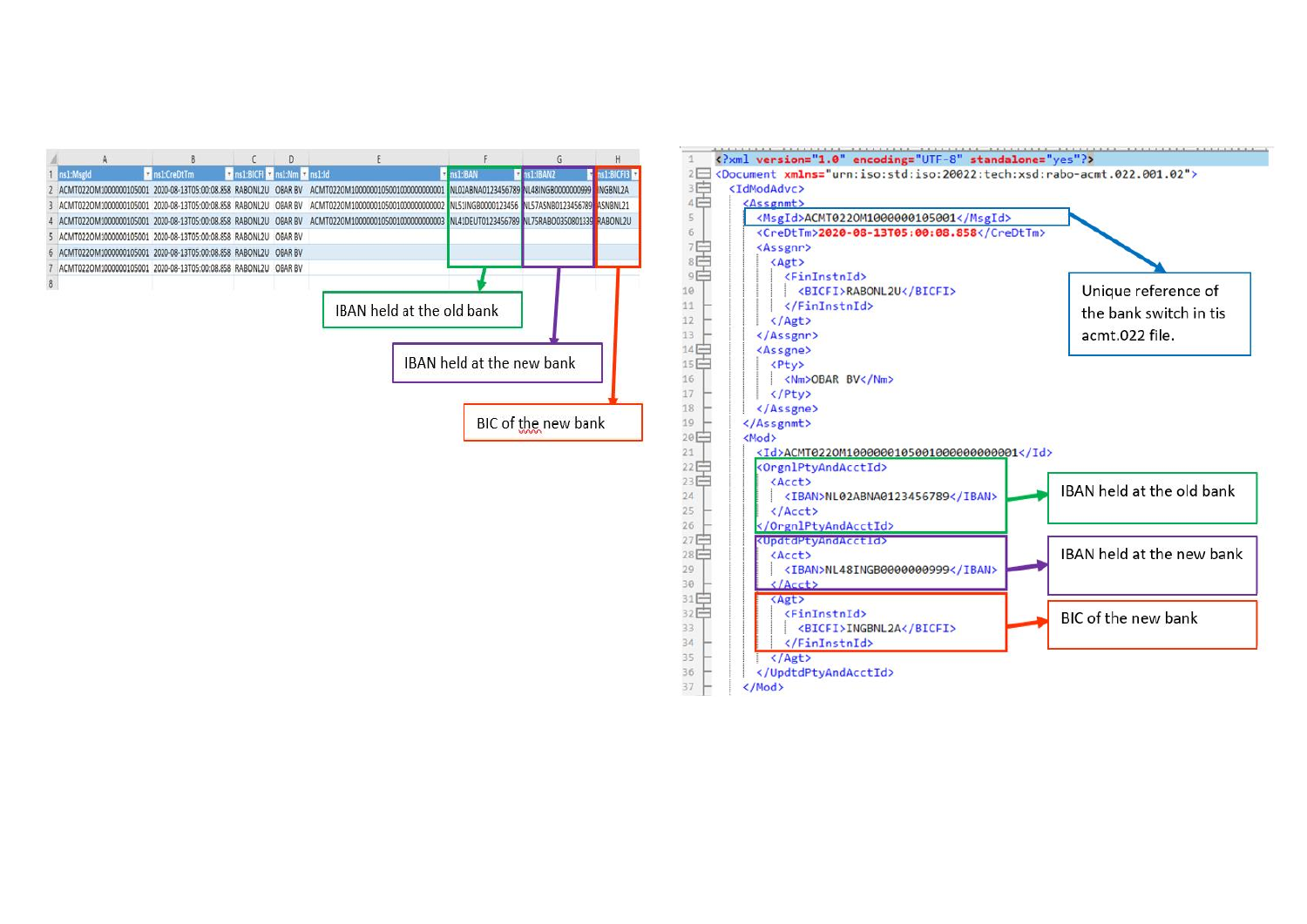| | A | B | C | D | E | F | G | H |
|---|---|---|---|---|---|---|---|---|
| 1 | ns1:MsgId | ns1:CreDtTm | ns1:BICFI | ns1:Nm | ns1:Id | ns1:IBAN | ns1:IBAN2 | ns1:BICFI3 |
| 2 | ACMT022OM1000000105001 | 2020-08-13T05:00:08.858 | RABONL2U | OBAR BV | ACMT022OM10000001050010000000001 | NL02ABNA0123456789 | NL48INGB0000000999 | INGBNL2A |
| 3 | ACMT022OM1000000105001 | 2020-08-13T05:00:08.858 | RABONL2U | OBAR BV | ACMT022OM10000001050010000000002 | NL53INGB0000123456 | NL57ASNB0123456789 | ASNBNL21 |
| 4 | ACMT022OM1000000105001 | 2020-08-13T05:00:08.858 | RABONL2U | OBAR BV | ACMT022OM10000001050010000000003 | NL41DEUT0123456789 | NL75RABO0350801339 | RABONL2U |
| 5 | ACMT022OM1000000105001 | 2020-08-13T05:00:08.858 | RABONL2U | OBAR BV | | | | |
| 6 | ACMT022OM1000000105001 | 2020-08-13T05:00:08.858 | RABONL2U | OBAR BV | | | | |
| 7 | ACMT022OM1000000105001 | 2020-08-13T05:00:08.858 | RABONL2U | OBAR BV | | | | |
| 8 | | | | | | | | |

IBAN held at the old bank

IBAN held at the new bank

BIC of the new bank

```xml
<?xml version="1.0" encoding="UTF-8" standalone="yes"?>
<Document xmlns="urn:iso:std:iso:20022:tech:xsd:rabo-acmt.022.001.02">
  <IdModAdvc>
    <Assgnmt>
      <MsgId>ACMT022OM1000000105001</MsgId>
      <CreDtTm>2020-08-13T05:00:08.858</CreDtTm>
      <Assgnr>
        <Agt>
          <FinInstnId>
            <BICFI>RABONL2U</BICFI>
          </FinInstnId>
        </Agt>
      </Assgnr>
      <Assgne>
        <Pty>
          <Nm>OBAR BV</Nm>
        </Pty>
      </Assgne>
    </Assgnmt>
    <Mod>
      <Id>ACMT022OM10000001050010000000001</Id>
      <OrgnlPtyAndAcctId>
        <Acct>
          <IBAN>NL02ABNA0123456789</IBAN>
        </Acct>
      </OrgnlPtyAndAcctId>
      <UpdtdPtyAndAcctId>
        <Acct>
          <IBAN>NL48INGB0000000999</IBAN>
        </Acct>
        <Agt>
          <FinInstnId>
            <BICFI>INGBNL2A</BICFI>
          </FinInstnId>
        </Agt>
      </UpdtdPtyAndAcctId>
    </Mod>
```

Unique reference of the bank switch in tis acmt.022 file.

IBAN held at the old bank

IBAN held at the new bank

BIC of the new bank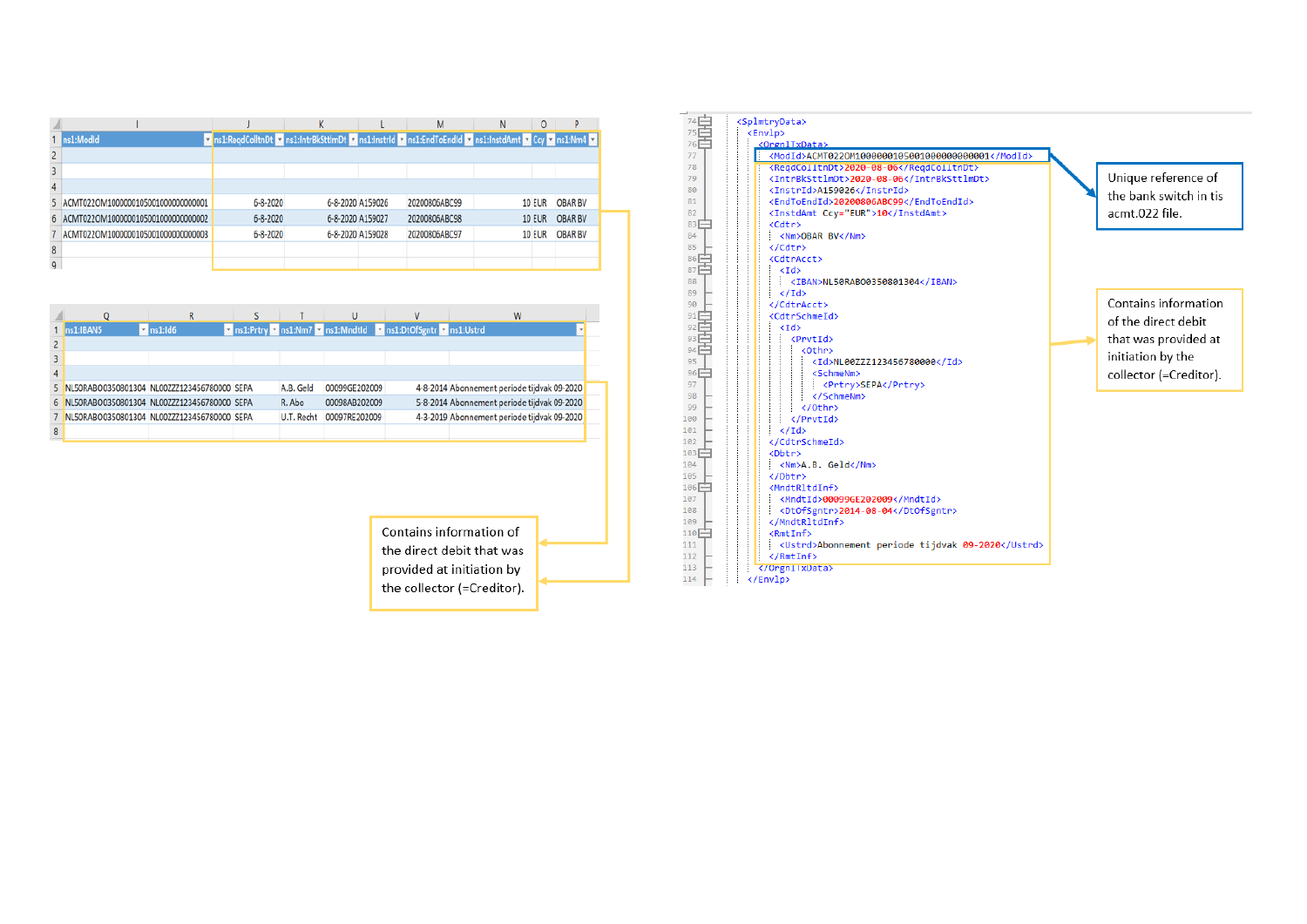| I | J | K | L | M | N | O | P |
|---|---|---|---|---|---|---|---|
| ns1:ModId | ns1:ReqdColltnDt | ns1:IntrBkSttlmDt | ns1:InstrId | ns1:EndToEndId | ns1:InstdAmt | Ccy | ns1:Nm4 |
| | | | | | | | |
| | | | | | | | |
| | | | | | | | |
| ACMT022OM1000000105001000000000001 | 6-8-2020 | 6-8-2020 | A159026 | 20200806ABC99 | 10 | EUR | OBAR BV |
| ACMT022OM1000000105001000000000002 | 6-8-2020 | 6-8-2020 | A159027 | 20200806ABC98 | 10 | EUR | OBAR BV |
| ACMT022OM1000000105001000000000003 | 6-8-2020 | 6-8-2020 | A159028 | 20200806ABC97 | 10 | EUR | OBAR BV |

| Q | R | S | T | U | V | W |
|---|---|---|---|---|---|---|
| ns1:IBAN5 | ns1:Id6 | ns1:Prtry | ns1:Nm7 | ns1:MndtId | ns1:DtOfSgntr | ns1:Ustrd |
| | | | | | | |
| | | | | | | |
| | | | | | | |
| NL50RABO0350801304 | NL00ZZZ123456780000 | SEPA | A.B. Geld | 00099GE202009 | 4-8-2014 | Abonnement periode tijdvak 09-2020 |
| NL50RABO0350801304 | NL00ZZZ123456780000 | SEPA | R. Abo | 00098AB202009 | 5-8-2014 | Abonnement periode tijdvak 09-2020 |
| NL50RABO0350801304 | NL00ZZZ123456780000 | SEPA | U.T. Recht | 00097RE202009 | 4-3-2019 | Abonnement periode tijdvak 09-2020 |

Contains information of the direct debit that was provided at initiation by the collector (=Creditor).

```xml
<SplmtryData>
  <Envlp>
    <OrgnlTxData>
      <ModId>ACMT022OM1000000105001000000000001</ModId>
      <ReqdColltnDt>2020-08-06</ReqdColltnDt>
      <IntrBkSttlmDt>2020-08-06</IntrBkSttlmDt>
      <InstrId>A159026</InstrId>
      <EndToEndId>20200806ABC99</EndToEndId>
      <InstdAmt Ccy="EUR">10</InstdAmt>
      <Cdtr>
        <Nm>OBAR BV</Nm>
      </Cdtr>
      <CdtrAcct>
        <Id>
          <IBAN>NL50RABO0350801304</IBAN>
        </Id>
      </CdtrAcct>
      <CdtrSchmeId>
        <Id>
          <PrvtId>
            <Othr>
              <Id>NL00ZZZ123456780000</Id>
              <SchmeNm>
                <Prtry>SEPA</Prtry>
              </SchmeNm>
            </Othr>
          </PrvtId>
        </Id>
      </CdtrSchmeId>
      <Dbtr>
        <Nm>A.B. Geld</Nm>
      </Dbtr>
      <MndtRltdInf>
        <MndtId>00099GE202009</MndtId>
        <DtOfSgntr>2014-08-04</DtOfSgntr>
      </MndtRltdInf>
      <RmtInf>
        <Ustrd>Abonnement periode tijdvak 09-2020</Ustrd>
      </RmtInf>
    </OrgnlTxData>
  </Envlp>
```

Unique reference of the bank switch in tis acmt.022 file.

Contains information of the direct debit that was provided at initiation by the collector (=Creditor).